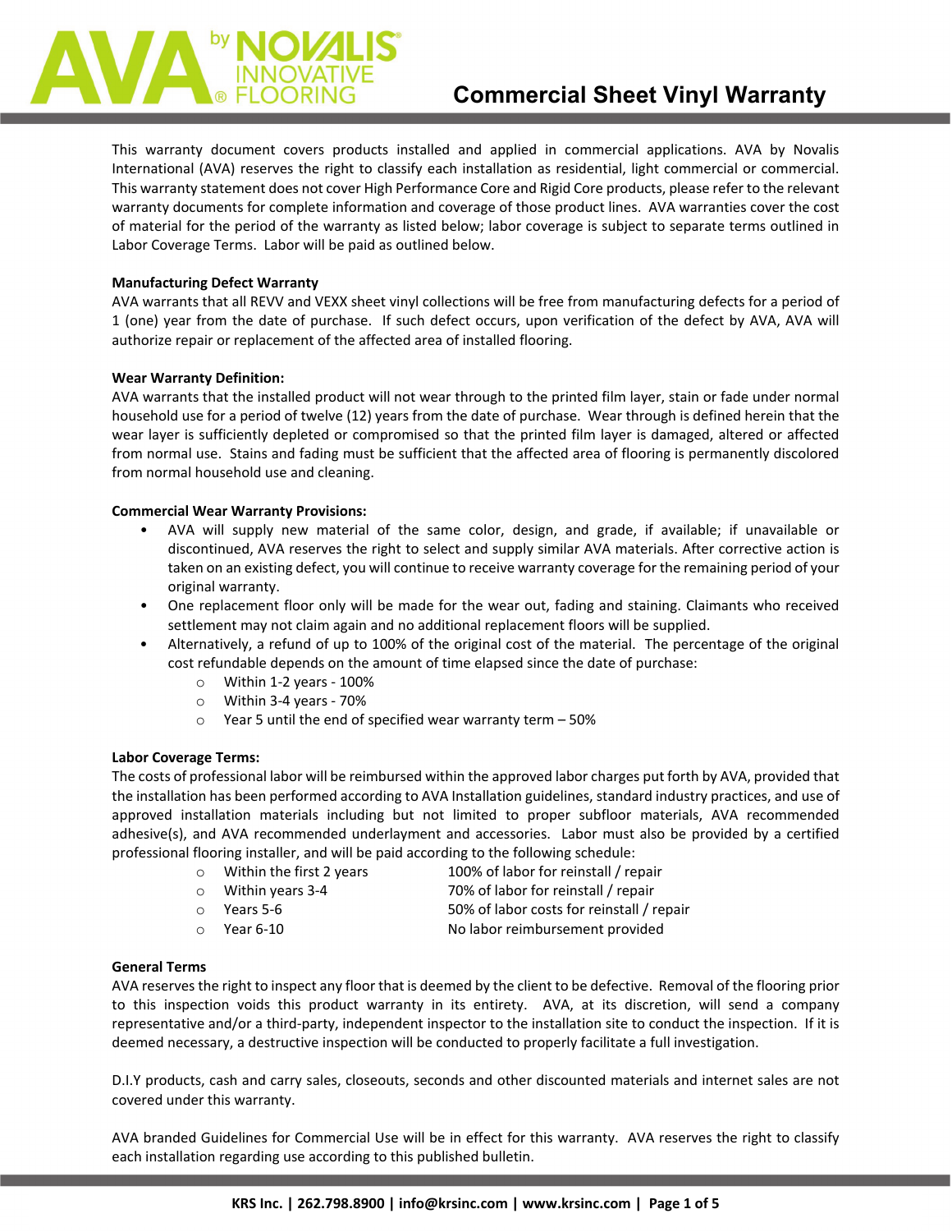# Commercial Sheet Vinyl Warranty

This warranty document covers products installed and applied in commercial applications. AVA by Novalis International (AVA) reserves the right to classify each installation as residential, light commercial or commercial. This warranty statement does not cover High Performance Core and Rigid Core products, please refer to the relevant warranty documents for complete information and coverage of those product lines. AVA warranties cover the cost of material for the period of the warranty as listed below; labor coverage is subject to separate terms outlined in Labor Coverage Terms. Labor will be paid as outlined below.

**Manufacturing Defect Warranty**
AVA warrants that all REVV and VEXX sheet vinyl collections will be free from manufacturing defects for a period of 1 (one) year from the date of purchase. If such defect occurs, upon verification of the defect by AVA, AVA will authorize repair or replacement of the affected area of installed flooring.

**Wear Warranty Definition:**
AVA warrants that the installed product will not wear through to the printed film layer, stain or fade under normal household use for a period of twelve (12) years from the date of purchase. Wear through is defined herein that the wear layer is sufficiently depleted or compromised so that the printed film layer is damaged, altered or affected from normal use. Stains and fading must be sufficient that the affected area of flooring is permanently discolored from normal household use and cleaning.

**Commercial Wear Warranty Provisions:**

- AVA will supply new material of the same color, design, and grade, if available; if unavailable or discontinued, AVA reserves the right to select and supply similar AVA materials. After corrective action is taken on an existing defect, you will continue to receive warranty coverage for the remaining period of your original warranty.
- One replacement floor only will be made for the wear out, fading and staining. Claimants who received settlement may not claim again and no additional replacement floors will be supplied.
- Alternatively, a refund of up to 100% of the original cost of the material. The percentage of the original cost refundable depends on the amount of time elapsed since the date of purchase:
  - Within 1-2 years - 100%
  - Within 3-4 years - 70%
  - Year 5 until the end of specified wear warranty term – 50%

**Labor Coverage Terms:**
The costs of professional labor will be reimbursed within the approved labor charges put forth by AVA, provided that the installation has been performed according to AVA Installation guidelines, standard industry practices, and use of approved installation materials including but not limited to proper subfloor materials, AVA recommended adhesive(s), and AVA recommended underlayment and accessories. Labor must also be provided by a certified professional flooring installer, and will be paid according to the following schedule:

- Within the first 2 years — 100% of labor for reinstall / repair
- Within years 3-4 — 70% of labor for reinstall / repair
- Years 5-6 — 50% of labor costs for reinstall / repair
- Year 6-10 — No labor reimbursement provided

**General Terms**
AVA reserves the right to inspect any floor that is deemed by the client to be defective. Removal of the flooring prior to this inspection voids this product warranty in its entirety. AVA, at its discretion, will send a company representative and/or a third-party, independent inspector to the installation site to conduct the inspection. If it is deemed necessary, a destructive inspection will be conducted to properly facilitate a full investigation.

D.I.Y products, cash and carry sales, closeouts, seconds and other discounted materials and internet sales are not covered under this warranty.

AVA branded Guidelines for Commercial Use will be in effect for this warranty. AVA reserves the right to classify each installation regarding use according to this published bulletin.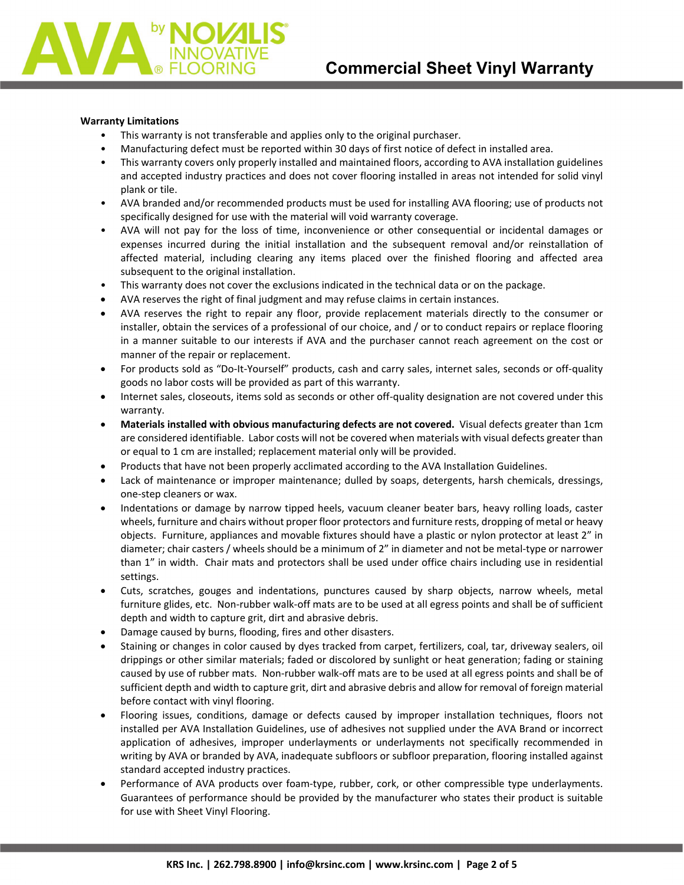**Warranty Limitations**

- This warranty is not transferable and applies only to the original purchaser.
- Manufacturing defect must be reported within 30 days of first notice of defect in installed area.
- This warranty covers only properly installed and maintained floors, according to AVA installation guidelines and accepted industry practices and does not cover flooring installed in areas not intended for solid vinyl plank or tile.
- AVA branded and/or recommended products must be used for installing AVA flooring; use of products not specifically designed for use with the material will void warranty coverage.
- AVA will not pay for the loss of time, inconvenience or other consequential or incidental damages or expenses incurred during the initial installation and the subsequent removal and/or reinstallation of affected material, including clearing any items placed over the finished flooring and affected area subsequent to the original installation.
- This warranty does not cover the exclusions indicated in the technical data or on the package.
- AVA reserves the right of final judgment and may refuse claims in certain instances.
- AVA reserves the right to repair any floor, provide replacement materials directly to the consumer or installer, obtain the services of a professional of our choice, and / or to conduct repairs or replace flooring in a manner suitable to our interests if AVA and the purchaser cannot reach agreement on the cost or manner of the repair or replacement.
- For products sold as "Do-It-Yourself" products, cash and carry sales, internet sales, seconds or off-quality goods no labor costs will be provided as part of this warranty.
- Internet sales, closeouts, items sold as seconds or other off-quality designation are not covered under this warranty.
- **Materials installed with obvious manufacturing defects are not covered.** Visual defects greater than 1cm are considered identifiable. Labor costs will not be covered when materials with visual defects greater than or equal to 1 cm are installed; replacement material only will be provided.
- Products that have not been properly acclimated according to the AVA Installation Guidelines.
- Lack of maintenance or improper maintenance; dulled by soaps, detergents, harsh chemicals, dressings, one-step cleaners or wax.
- Indentations or damage by narrow tipped heels, vacuum cleaner beater bars, heavy rolling loads, caster wheels, furniture and chairs without proper floor protectors and furniture rests, dropping of metal or heavy objects. Furniture, appliances and movable fixtures should have a plastic or nylon protector at least 2" in diameter; chair casters / wheels should be a minimum of 2" in diameter and not be metal-type or narrower than 1" in width. Chair mats and protectors shall be used under office chairs including use in residential settings.
- Cuts, scratches, gouges and indentations, punctures caused by sharp objects, narrow wheels, metal furniture glides, etc. Non-rubber walk-off mats are to be used at all egress points and shall be of sufficient depth and width to capture grit, dirt and abrasive debris.
- Damage caused by burns, flooding, fires and other disasters.
- Staining or changes in color caused by dyes tracked from carpet, fertilizers, coal, tar, driveway sealers, oil drippings or other similar materials; faded or discolored by sunlight or heat generation; fading or staining caused by use of rubber mats. Non-rubber walk-off mats are to be used at all egress points and shall be of sufficient depth and width to capture grit, dirt and abrasive debris and allow for removal of foreign material before contact with vinyl flooring.
- Flooring issues, conditions, damage or defects caused by improper installation techniques, floors not installed per AVA Installation Guidelines, use of adhesives not supplied under the AVA Brand or incorrect application of adhesives, improper underlayments or underlayments not specifically recommended in writing by AVA or branded by AVA, inadequate subfloors or subfloor preparation, flooring installed against standard accepted industry practices.
- Performance of AVA products over foam-type, rubber, cork, or other compressible type underlayments. Guarantees of performance should be provided by the manufacturer who states their product is suitable for use with Sheet Vinyl Flooring.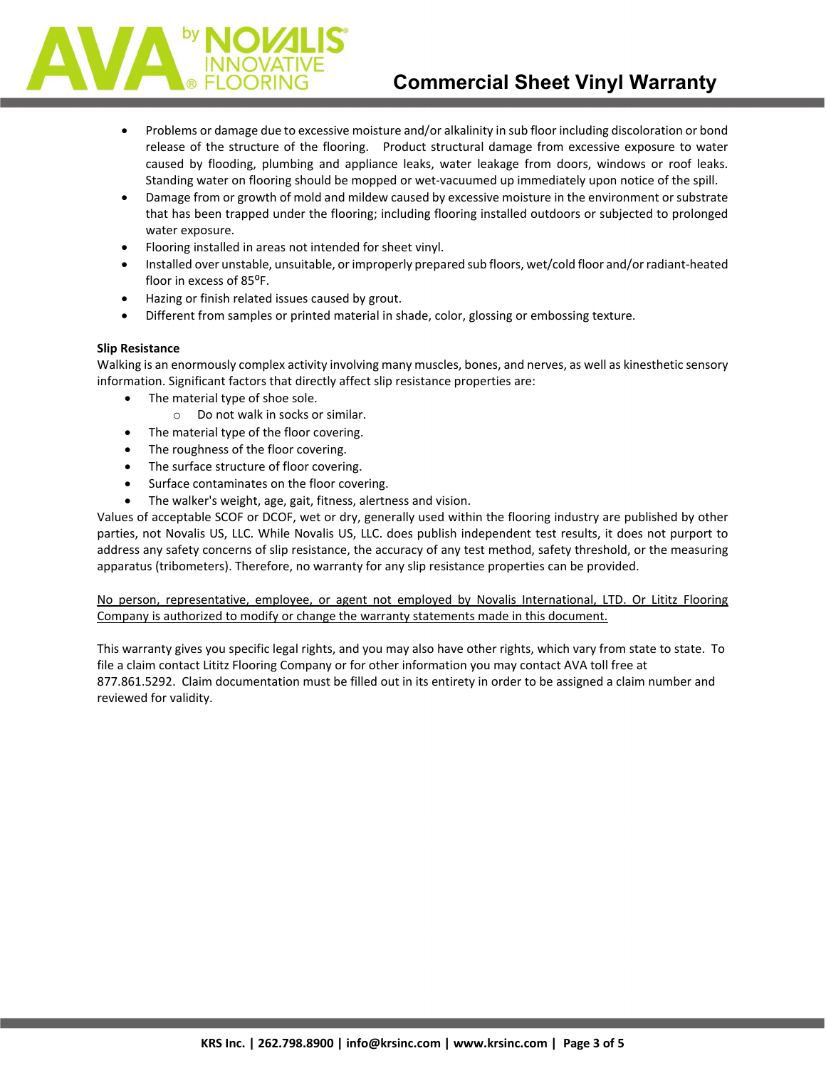- Problems or damage due to excessive moisture and/or alkalinity in sub floor including discoloration or bond release of the structure of the flooring. Product structural damage from excessive exposure to water caused by flooding, plumbing and appliance leaks, water leakage from doors, windows or roof leaks. Standing water on flooring should be mopped or wet-vacuumed up immediately upon notice of the spill.
- Damage from or growth of mold and mildew caused by excessive moisture in the environment or substrate that has been trapped under the flooring; including flooring installed outdoors or subjected to prolonged water exposure.
- Flooring installed in areas not intended for sheet vinyl.
- Installed over unstable, unsuitable, or improperly prepared sub floors, wet/cold floor and/or radiant-heated floor in excess of 85°F.
- Hazing or finish related issues caused by grout.
- Different from samples or printed material in shade, color, glossing or embossing texture.

**Slip Resistance**

Walking is an enormously complex activity involving many muscles, bones, and nerves, as well as kinesthetic sensory information. Significant factors that directly affect slip resistance properties are:

- The material type of shoe sole.
    - Do not walk in socks or similar.
- The material type of the floor covering.
- The roughness of the floor covering.
- The surface structure of floor covering.
- Surface contaminates on the floor covering.
- The walker's weight, age, gait, fitness, alertness and vision.

Values of acceptable SCOF or DCOF, wet or dry, generally used within the flooring industry are published by other parties, not Novalis US, LLC. While Novalis US, LLC. does publish independent test results, it does not purport to address any safety concerns of slip resistance, the accuracy of any test method, safety threshold, or the measuring apparatus (tribometers). Therefore, no warranty for any slip resistance properties can be provided.

<u>No person, representative, employee, or agent not employed by Novalis International, LTD. Or Lititz Flooring Company is authorized to modify or change the warranty statements made in this document.</u>

This warranty gives you specific legal rights, and you may also have other rights, which vary from state to state. To file a claim contact Lititz Flooring Company or for other information you may contact AVA toll free at 877.861.5292. Claim documentation must be filled out in its entirety in order to be assigned a claim number and reviewed for validity.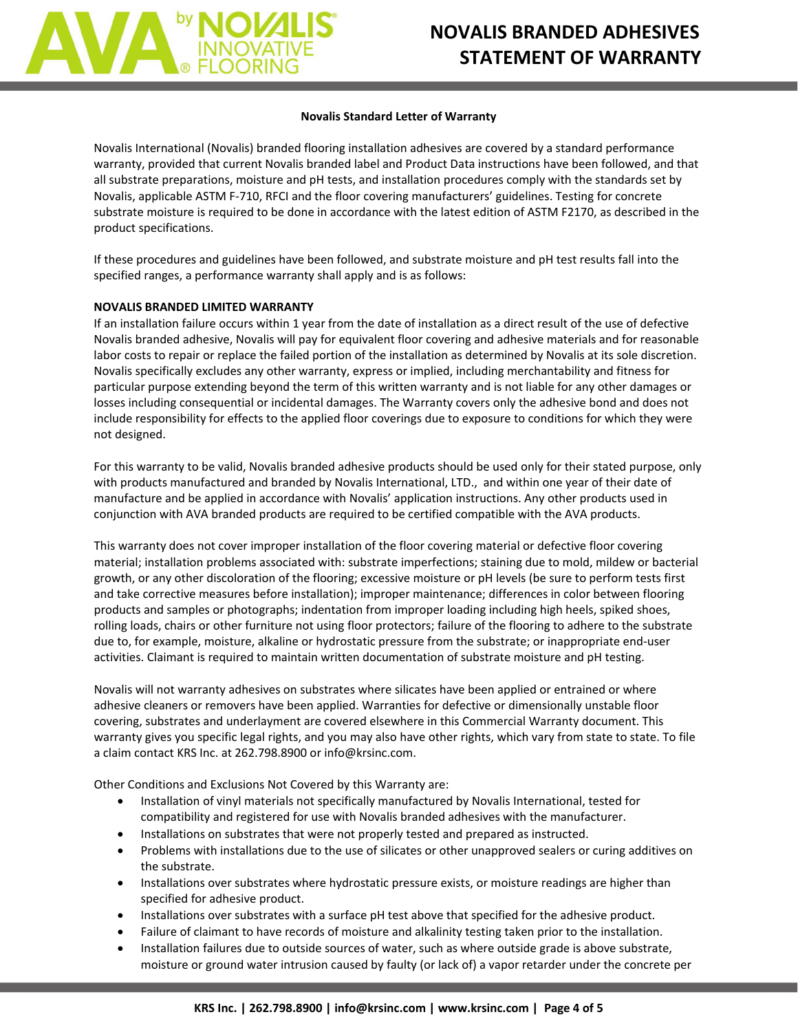# NOVALIS BRANDED ADHESIVES STATEMENT OF WARRANTY

**Novalis Standard Letter of Warranty**

Novalis International (Novalis) branded flooring installation adhesives are covered by a standard performance warranty, provided that current Novalis branded label and Product Data instructions have been followed, and that all substrate preparations, moisture and pH tests, and installation procedures comply with the standards set by Novalis, applicable ASTM F-710, RFCI and the floor covering manufacturers' guidelines. Testing for concrete substrate moisture is required to be done in accordance with the latest edition of ASTM F2170, as described in the product specifications.

If these procedures and guidelines have been followed, and substrate moisture and pH test results fall into the specified ranges, a performance warranty shall apply and is as follows:

**NOVALIS BRANDED LIMITED WARRANTY**

If an installation failure occurs within 1 year from the date of installation as a direct result of the use of defective Novalis branded adhesive, Novalis will pay for equivalent floor covering and adhesive materials and for reasonable labor costs to repair or replace the failed portion of the installation as determined by Novalis at its sole discretion. Novalis specifically excludes any other warranty, express or implied, including merchantability and fitness for particular purpose extending beyond the term of this written warranty and is not liable for any other damages or losses including consequential or incidental damages. The Warranty covers only the adhesive bond and does not include responsibility for effects to the applied floor coverings due to exposure to conditions for which they were not designed.

For this warranty to be valid, Novalis branded adhesive products should be used only for their stated purpose, only with products manufactured and branded by Novalis International, LTD., and within one year of their date of manufacture and be applied in accordance with Novalis' application instructions. Any other products used in conjunction with AVA branded products are required to be certified compatible with the AVA products.

This warranty does not cover improper installation of the floor covering material or defective floor covering material; installation problems associated with: substrate imperfections; staining due to mold, mildew or bacterial growth, or any other discoloration of the flooring; excessive moisture or pH levels (be sure to perform tests first and take corrective measures before installation); improper maintenance; differences in color between flooring products and samples or photographs; indentation from improper loading including high heels, spiked shoes, rolling loads, chairs or other furniture not using floor protectors; failure of the flooring to adhere to the substrate due to, for example, moisture, alkaline or hydrostatic pressure from the substrate; or inappropriate end-user activities. Claimant is required to maintain written documentation of substrate moisture and pH testing.

Novalis will not warranty adhesives on substrates where silicates have been applied or entrained or where adhesive cleaners or removers have been applied. Warranties for defective or dimensionally unstable floor covering, substrates and underlayment are covered elsewhere in this Commercial Warranty document. This warranty gives you specific legal rights, and you may also have other rights, which vary from state to state. To file a claim contact KRS Inc. at 262.798.8900 or info@krsinc.com.

Other Conditions and Exclusions Not Covered by this Warranty are:

- Installation of vinyl materials not specifically manufactured by Novalis International, tested for compatibility and registered for use with Novalis branded adhesives with the manufacturer.
- Installations on substrates that were not properly tested and prepared as instructed.
- Problems with installations due to the use of silicates or other unapproved sealers or curing additives on the substrate.
- Installations over substrates where hydrostatic pressure exists, or moisture readings are higher than specified for adhesive product.
- Installations over substrates with a surface pH test above that specified for the adhesive product.
- Failure of claimant to have records of moisture and alkalinity testing taken prior to the installation.
- Installation failures due to outside sources of water, such as where outside grade is above substrate, moisture or ground water intrusion caused by faulty (or lack of) a vapor retarder under the concrete per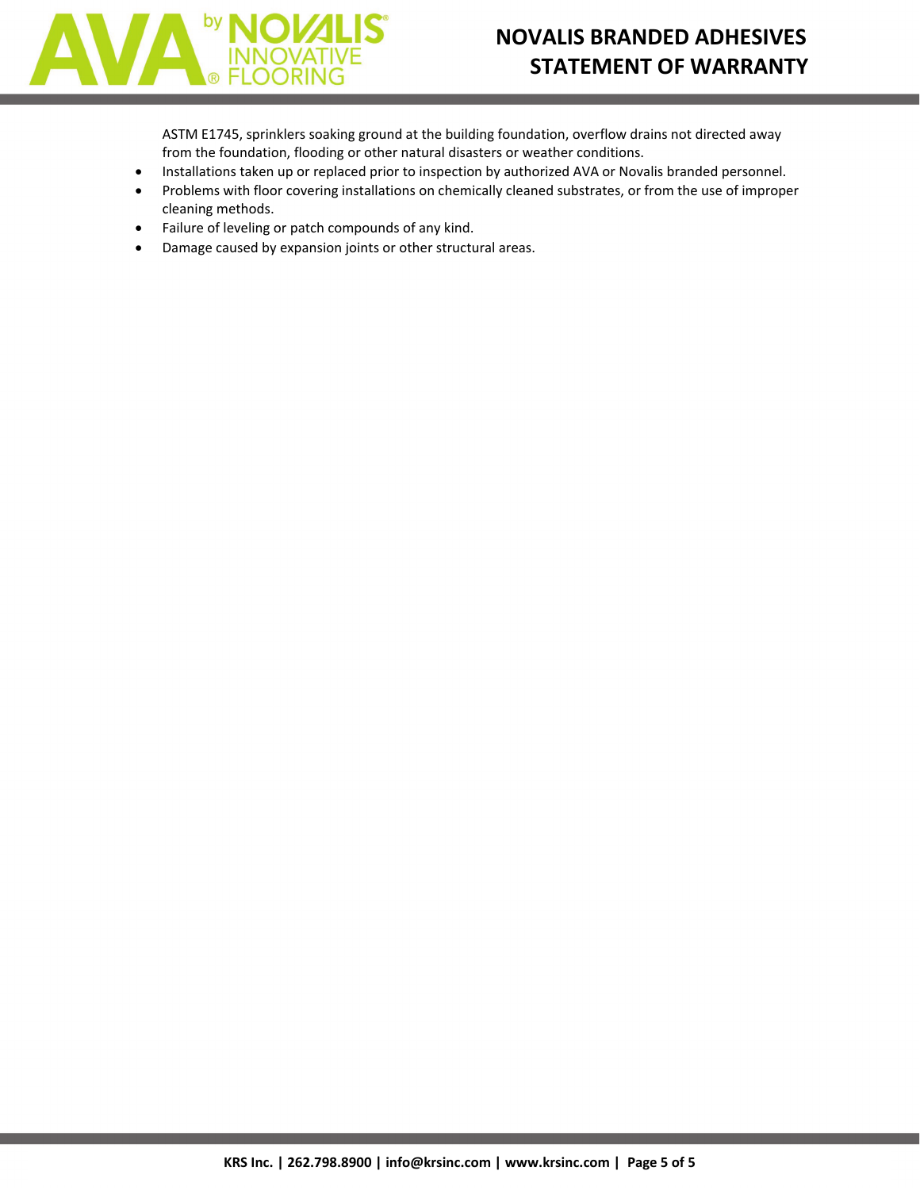ASTM E1745, sprinklers soaking ground at the building foundation, overflow drains not directed away from the foundation, flooding or other natural disasters or weather conditions.

- Installations taken up or replaced prior to inspection by authorized AVA or Novalis branded personnel.
- Problems with floor covering installations on chemically cleaned substrates, or from the use of improper cleaning methods.
- Failure of leveling or patch compounds of any kind.
- Damage caused by expansion joints or other structural areas.